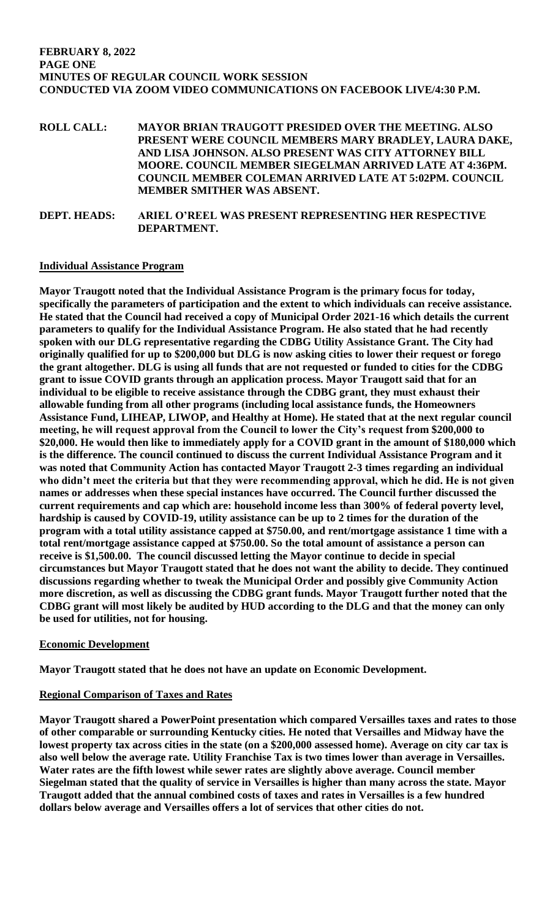**FEBRUARY 8, 2022**
**PAGE ONE**
**MINUTES OF REGULAR COUNCIL WORK SESSION**
**CONDUCTED VIA ZOOM VIDEO COMMUNICATIONS ON FACEBOOK LIVE/4:30 P.M.**

**ROLL CALL:** **MAYOR BRIAN TRAUGOTT PRESIDED OVER THE MEETING. ALSO PRESENT WERE COUNCIL MEMBERS MARY BRADLEY, LAURA DAKE, AND LISA JOHNSON. ALSO PRESENT WAS CITY ATTORNEY BILL MOORE. COUNCIL MEMBER SIEGELMAN ARRIVED LATE AT 4:36PM. COUNCIL MEMBER COLEMAN ARRIVED LATE AT 5:02PM. COUNCIL MEMBER SMITHER WAS ABSENT.**

**DEPT. HEADS:** **ARIEL O'REEL WAS PRESENT REPRESENTING HER RESPECTIVE DEPARTMENT.**

**Individual Assistance Program**

**Mayor Traugott noted that the Individual Assistance Program is the primary focus for today, specifically the parameters of participation and the extent to which individuals can receive assistance. He stated that the Council had received a copy of Municipal Order 2021-16 which details the current parameters to qualify for the Individual Assistance Program. He also stated that he had recently spoken with our DLG representative regarding the CDBG Utility Assistance Grant. The City had originally qualified for up to $200,000 but DLG is now asking cities to lower their request or forego the grant altogether. DLG is using all funds that are not requested or funded to cities for the CDBG grant to issue COVID grants through an application process. Mayor Traugott said that for an individual to be eligible to receive assistance through the CDBG grant, they must exhaust their allowable funding from all other programs (including local assistance funds, the Homeowners Assistance Fund, LIHEAP, LIWOP, and Healthy at Home). He stated that at the next regular council meeting, he will request approval from the Council to lower the City's request from $200,000 to $20,000. He would then like to immediately apply for a COVID grant in the amount of $180,000 which is the difference. The council continued to discuss the current Individual Assistance Program and it was noted that Community Action has contacted Mayor Traugott 2-3 times regarding an individual who didn't meet the criteria but that they were recommending approval, which he did. He is not given names or addresses when these special instances have occurred. The Council further discussed the current requirements and cap which are: household income less than 300% of federal poverty level, hardship is caused by COVID-19, utility assistance can be up to 2 times for the duration of the program with a total utility assistance capped at $750.00, and rent/mortgage assistance 1 time with a total rent/mortgage assistance capped at $750.00. So the total amount of assistance a person can receive is $1,500.00. The council discussed letting the Mayor continue to decide in special circumstances but Mayor Traugott stated that he does not want the ability to decide. They continued discussions regarding whether to tweak the Municipal Order and possibly give Community Action more discretion, as well as discussing the CDBG grant funds. Mayor Traugott further noted that the CDBG grant will most likely be audited by HUD according to the DLG and that the money can only be used for utilities, not for housing.**

**Economic Development**

**Mayor Traugott stated that he does not have an update on Economic Development.**

**Regional Comparison of Taxes and Rates**

**Mayor Traugott shared a PowerPoint presentation which compared Versailles taxes and rates to those of other comparable or surrounding Kentucky cities. He noted that Versailles and Midway have the lowest property tax across cities in the state (on a $200,000 assessed home). Average on city car tax is also well below the average rate. Utility Franchise Tax is two times lower than average in Versailles. Water rates are the fifth lowest while sewer rates are slightly above average. Council member Siegelman stated that the quality of service in Versailles is higher than many across the state. Mayor Traugott added that the annual combined costs of taxes and rates in Versailles is a few hundred dollars below average and Versailles offers a lot of services that other cities do not.**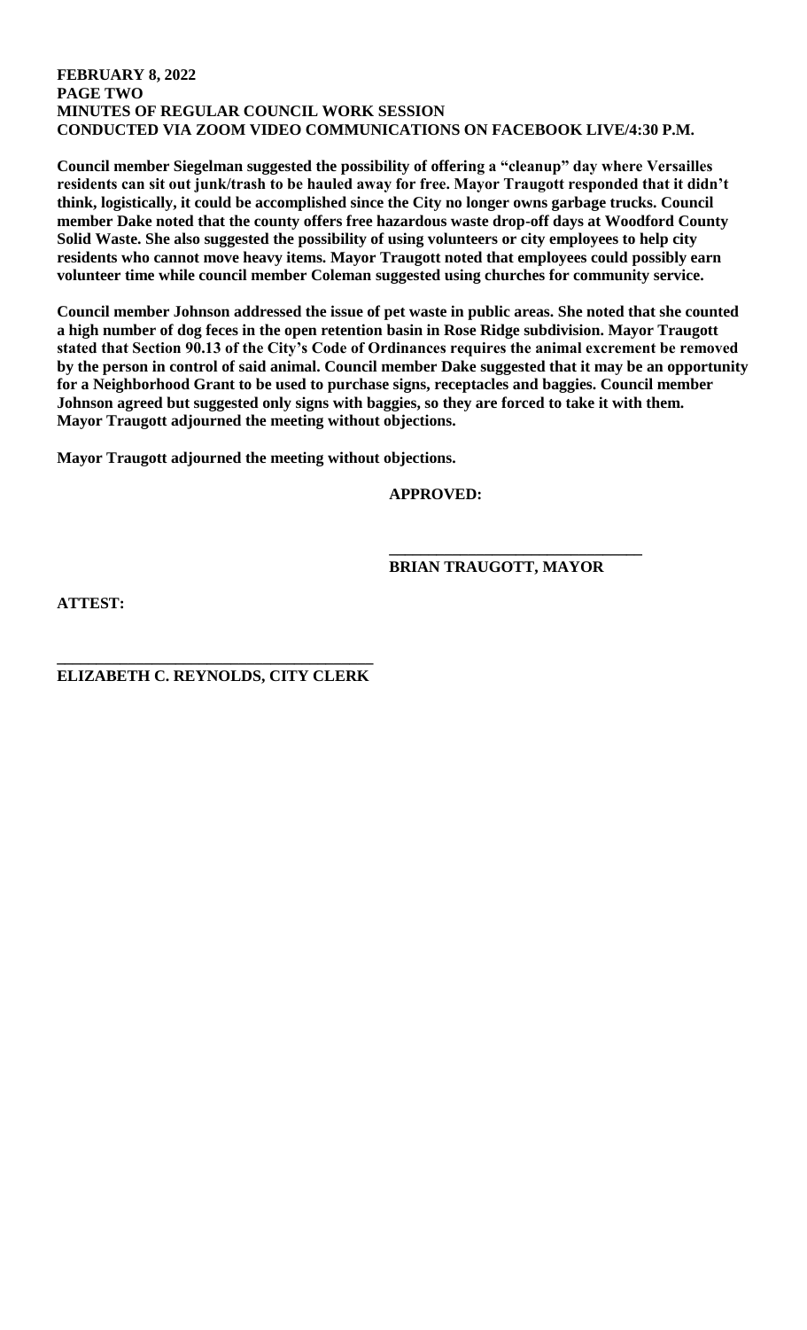**Council member Siegelman suggested the possibility of offering a "cleanup" day where Versailles residents can sit out junk/trash to be hauled away for free. Mayor Traugott responded that it didn't think, logistically, it could be accomplished since the City no longer owns garbage trucks. Council member Dake noted that the county offers free hazardous waste drop-off days at Woodford County Solid Waste. She also suggested the possibility of using volunteers or city employees to help city residents who cannot move heavy items. Mayor Traugott noted that employees could possibly earn volunteer time while council member Coleman suggested using churches for community service.**

**Council member Johnson addressed the issue of pet waste in public areas. She noted that she counted a high number of dog feces in the open retention basin in Rose Ridge subdivision. Mayor Traugott stated that Section 90.13 of the City's Code of Ordinances requires the animal excrement be removed by the person in control of said animal. Council member Dake suggested that it may be an opportunity for a Neighborhood Grant to be used to purchase signs, receptacles and baggies. Council member Johnson agreed but suggested only signs with baggies, so they are forced to take it with them. Mayor Traugott adjourned the meeting without objections.**

**Mayor Traugott adjourned the meeting without objections.**

**APPROVED:**

**\_\_\_\_\_\_\_\_\_\_\_\_\_\_\_\_\_\_\_\_\_\_\_\_\_\_\_\_\_\_\_**
**BRIAN TRAUGOTT, MAYOR**

**ATTEST:**

**\_\_\_\_\_\_\_\_\_\_\_\_\_\_\_\_\_\_\_\_\_\_\_\_\_\_\_\_\_\_\_\_\_\_\_\_\_\_\_\_**
**ELIZABETH C. REYNOLDS, CITY CLERK**